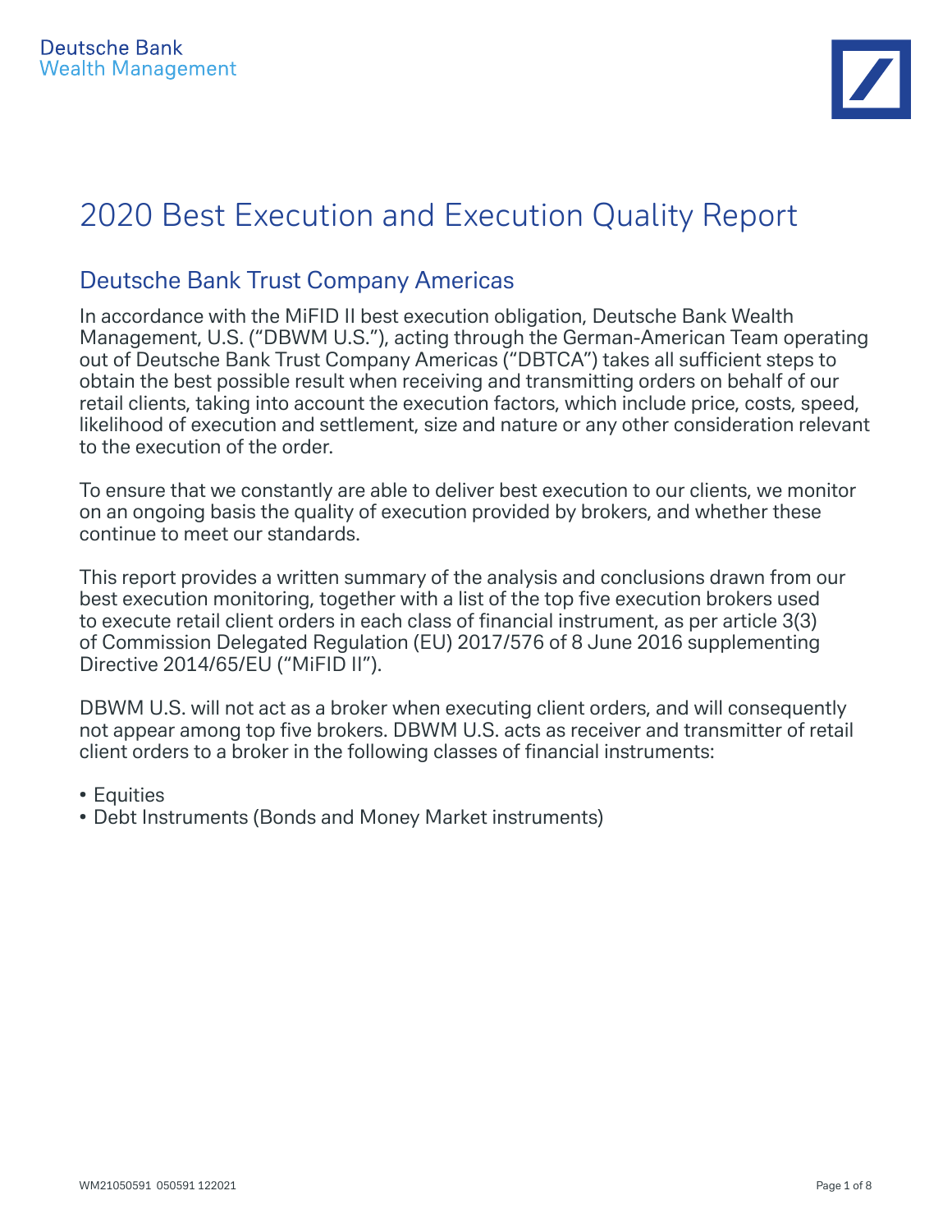Deutsche Bank
Wealth Management

# 2020 Best Execution and Execution Quality Report

## Deutsche Bank Trust Company Americas

In accordance with the MiFID II best execution obligation, Deutsche Bank Wealth Management, U.S. ("DBWM U.S."), acting through the German-American Team operating out of Deutsche Bank Trust Company Americas ("DBTCA") takes all sufficient steps to obtain the best possible result when receiving and transmitting orders on behalf of our retail clients, taking into account the execution factors, which include price, costs, speed, likelihood of execution and settlement, size and nature or any other consideration relevant to the execution of the order.

To ensure that we constantly are able to deliver best execution to our clients, we monitor on an ongoing basis the quality of execution provided by brokers, and whether these continue to meet our standards.

This report provides a written summary of the analysis and conclusions drawn from our best execution monitoring, together with a list of the top five execution brokers used to execute retail client orders in each class of financial instrument, as per article 3(3) of Commission Delegated Regulation (EU) 2017/576 of 8 June 2016 supplementing Directive 2014/65/EU ("MiFID II").

DBWM U.S. will not act as a broker when executing client orders, and will consequently not appear among top five brokers. DBWM U.S. acts as receiver and transmitter of retail client orders to a broker in the following classes of financial instruments:

- Equities
- Debt Instruments (Bonds and Money Market instruments)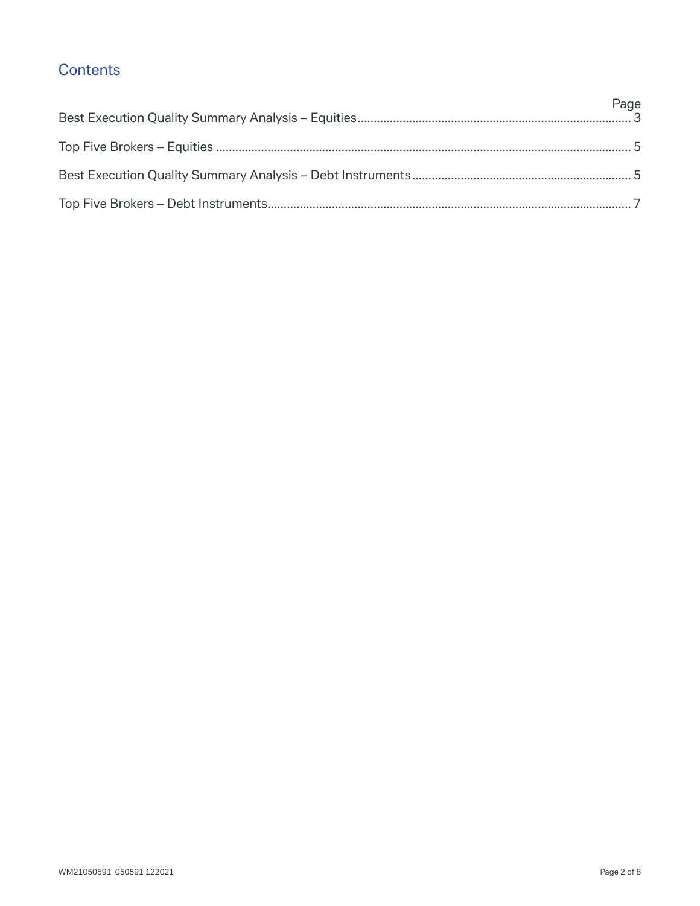## Contents

| | Page |
|---|---|
| Best Execution Quality Summary Analysis – Equities | 3 |
| Top Five Brokers – Equities | 5 |
| Best Execution Quality Summary Analysis – Debt Instruments | 5 |
| Top Five Brokers – Debt Instruments | 7 |

WM21050591 050591 122021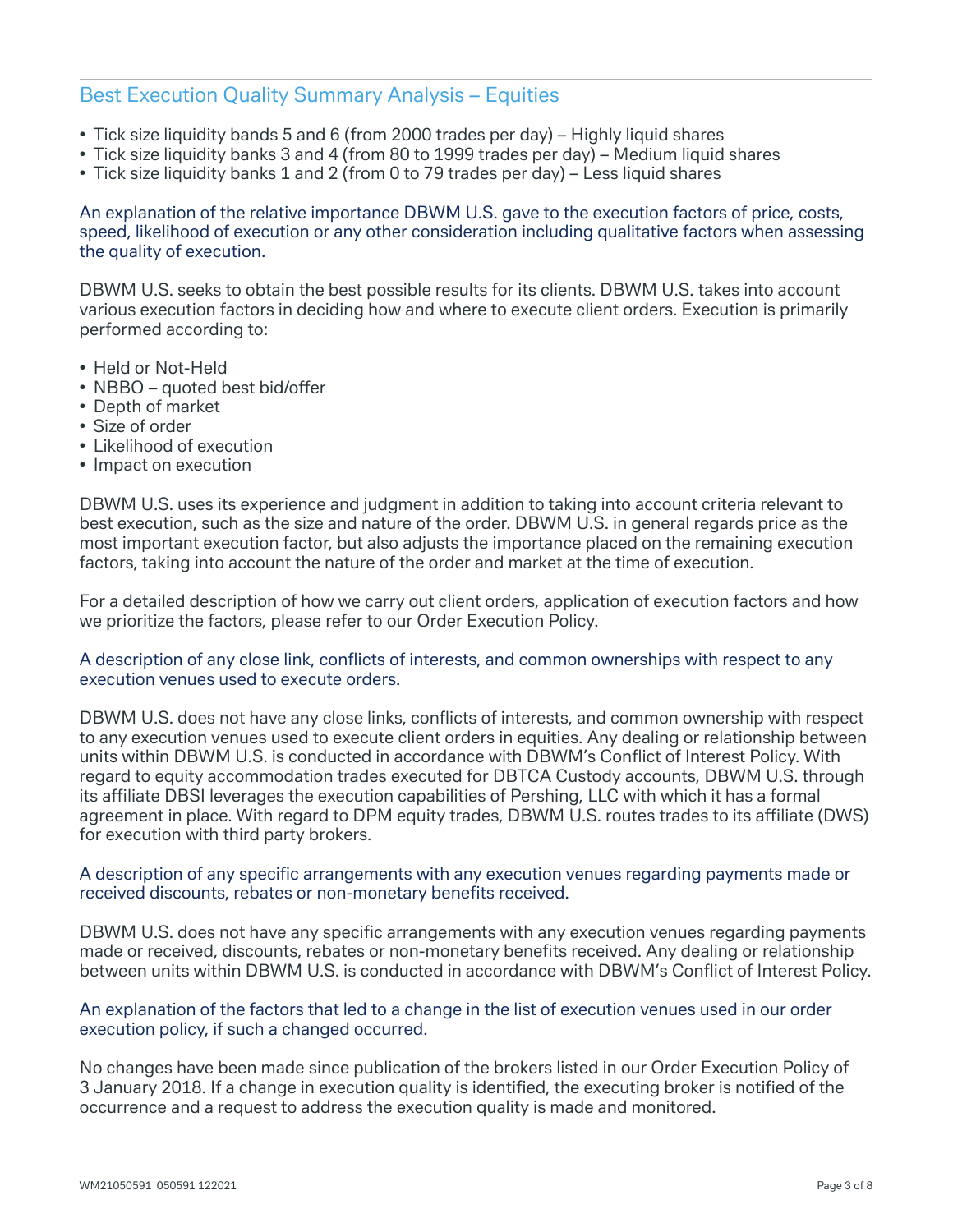## Best Execution Quality Summary Analysis – Equities

- Tick size liquidity bands 5 and 6 (from 2000 trades per day) – Highly liquid shares
- Tick size liquidity banks 3 and 4 (from 80 to 1999 trades per day) – Medium liquid shares
- Tick size liquidity banks 1 and 2 (from 0 to 79 trades per day) – Less liquid shares

### An explanation of the relative importance DBWM U.S. gave to the execution factors of price, costs, speed, likelihood of execution or any other consideration including qualitative factors when assessing the quality of execution.

DBWM U.S. seeks to obtain the best possible results for its clients. DBWM U.S. takes into account various execution factors in deciding how and where to execute client orders. Execution is primarily performed according to:

- Held or Not-Held
- NBBO – quoted best bid/offer
- Depth of market
- Size of order
- Likelihood of execution
- Impact on execution

DBWM U.S. uses its experience and judgment in addition to taking into account criteria relevant to best execution, such as the size and nature of the order. DBWM U.S. in general regards price as the most important execution factor, but also adjusts the importance placed on the remaining execution factors, taking into account the nature of the order and market at the time of execution.

For a detailed description of how we carry out client orders, application of execution factors and how we prioritize the factors, please refer to our Order Execution Policy.

### A description of any close link, conflicts of interests, and common ownerships with respect to any execution venues used to execute orders.

DBWM U.S. does not have any close links, conflicts of interests, and common ownership with respect to any execution venues used to execute client orders in equities. Any dealing or relationship between units within DBWM U.S. is conducted in accordance with DBWM's Conflict of Interest Policy. With regard to equity accommodation trades executed for DBTCA Custody accounts, DBWM U.S. through its affiliate DBSI leverages the execution capabilities of Pershing, LLC with which it has a formal agreement in place. With regard to DPM equity trades, DBWM U.S. routes trades to its affiliate (DWS) for execution with third party brokers.

### A description of any specific arrangements with any execution venues regarding payments made or received discounts, rebates or non-monetary benefits received.

DBWM U.S. does not have any specific arrangements with any execution venues regarding payments made or received, discounts, rebates or non-monetary benefits received. Any dealing or relationship between units within DBWM U.S. is conducted in accordance with DBWM's Conflict of Interest Policy.

### An explanation of the factors that led to a change in the list of execution venues used in our order execution policy, if such a changed occurred.

No changes have been made since publication of the brokers listed in our Order Execution Policy of 3 January 2018. If a change in execution quality is identified, the executing broker is notified of the occurrence and a request to address the execution quality is made and monitored.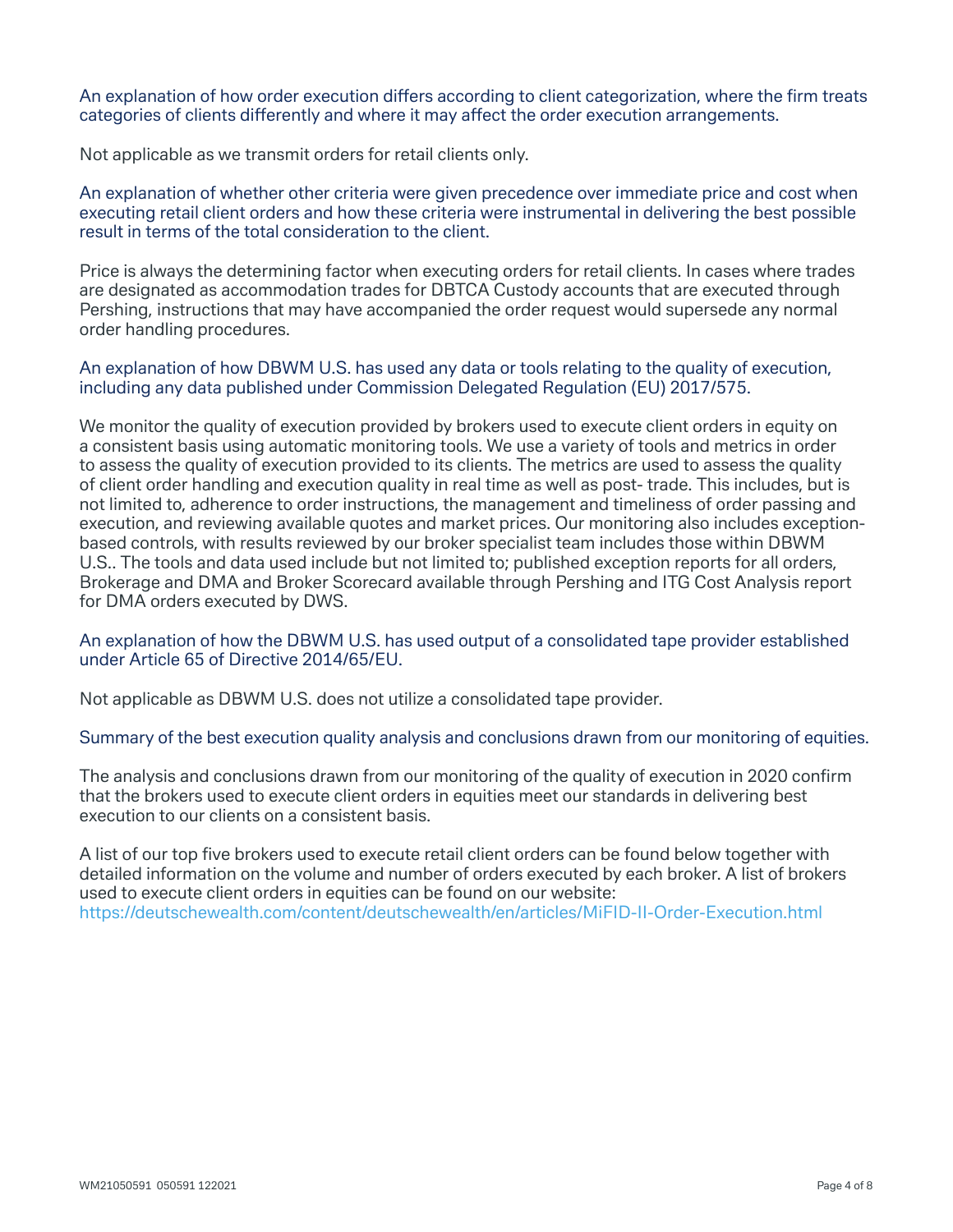### An explanation of how order execution differs according to client categorization, where the firm treats categories of clients differently and where it may affect the order execution arrangements.

Not applicable as we transmit orders for retail clients only.

### An explanation of whether other criteria were given precedence over immediate price and cost when executing retail client orders and how these criteria were instrumental in delivering the best possible result in terms of the total consideration to the client.

Price is always the determining factor when executing orders for retail clients. In cases where trades are designated as accommodation trades for DBTCA Custody accounts that are executed through Pershing, instructions that may have accompanied the order request would supersede any normal order handling procedures.

### An explanation of how DBWM U.S. has used any data or tools relating to the quality of execution, including any data published under Commission Delegated Regulation (EU) 2017/575.

We monitor the quality of execution provided by brokers used to execute client orders in equity on a consistent basis using automatic monitoring tools. We use a variety of tools and metrics in order to assess the quality of execution provided to its clients. The metrics are used to assess the quality of client order handling and execution quality in real time as well as post- trade. This includes, but is not limited to, adherence to order instructions, the management and timeliness of order passing and execution, and reviewing available quotes and market prices. Our monitoring also includes exception-based controls, with results reviewed by our broker specialist team includes those within DBWM U.S.. The tools and data used include but not limited to; published exception reports for all orders, Brokerage and DMA and Broker Scorecard available through Pershing and ITG Cost Analysis report for DMA orders executed by DWS.

### An explanation of how the DBWM U.S. has used output of a consolidated tape provider established under Article 65 of Directive 2014/65/EU.

Not applicable as DBWM U.S. does not utilize a consolidated tape provider.

### Summary of the best execution quality analysis and conclusions drawn from our monitoring of equities.

The analysis and conclusions drawn from our monitoring of the quality of execution in 2020 confirm that the brokers used to execute client orders in equities meet our standards in delivering best execution to our clients on a consistent basis.

A list of our top five brokers used to execute retail client orders can be found below together with detailed information on the volume and number of orders executed by each broker. A list of brokers used to execute client orders in equities can be found on our website:
https://deutschewealth.com/content/deutschewealth/en/articles/MiFID-II-Order-Execution.html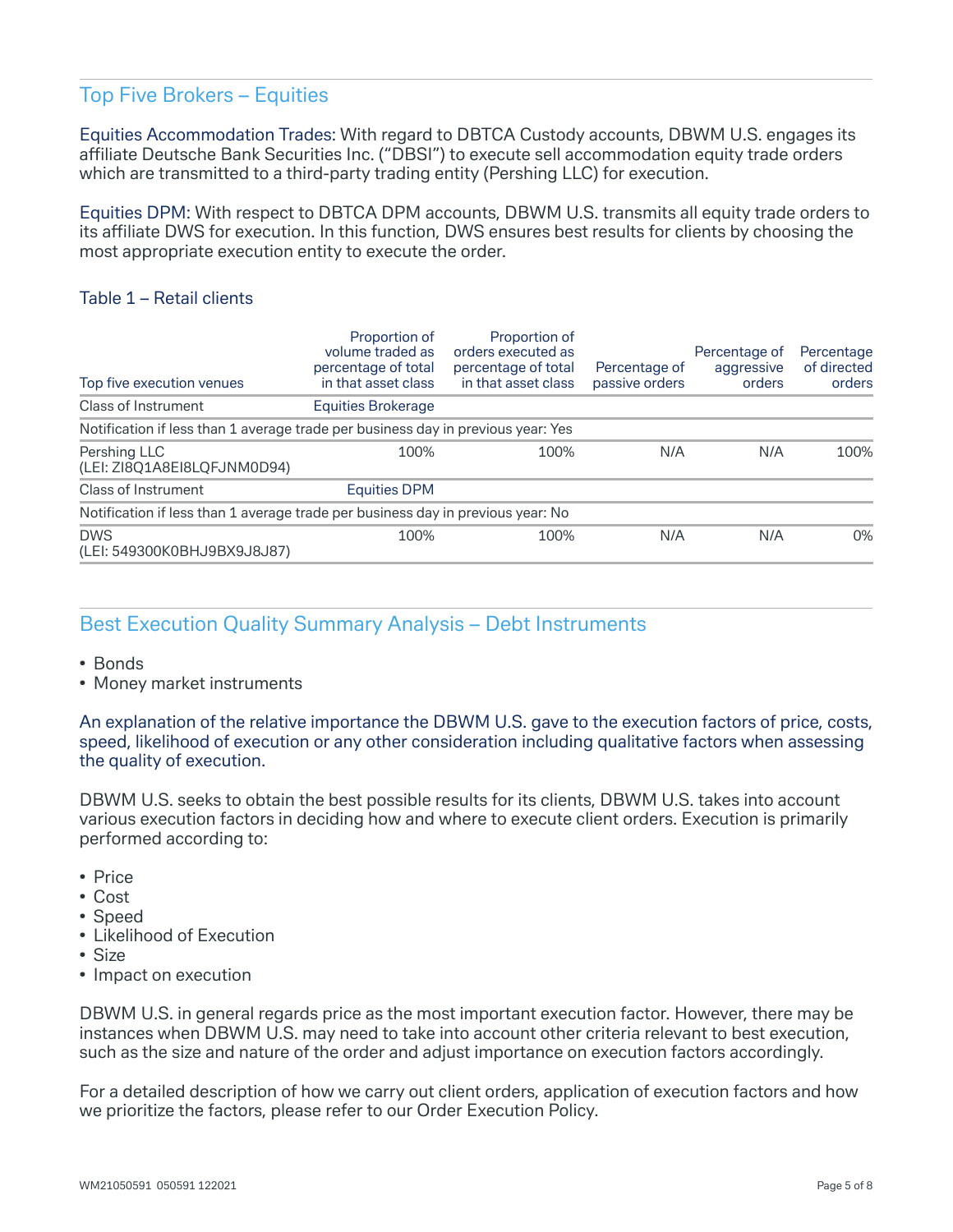## Top Five Brokers – Equities

Equities Accommodation Trades: With regard to DBTCA Custody accounts, DBWM U.S. engages its affiliate Deutsche Bank Securities Inc. ("DBSI") to execute sell accommodation equity trade orders which are transmitted to a third-party trading entity (Pershing LLC) for execution.

Equities DPM: With respect to DBTCA DPM accounts, DBWM U.S. transmits all equity trade orders to its affiliate DWS for execution. In this function, DWS ensures best results for clients by choosing the most appropriate execution entity to execute the order.

### Table 1 – Retail clients

| Top five execution venues | Proportion of volume traded as percentage of total in that asset class | Proportion of orders executed as percentage of total in that asset class | Percentage of passive orders | Percentage of aggressive orders | Percentage of directed orders |
|---|---|---|---|---|---|
| Class of Instrument | Equities Brokerage | | | | |
| Notification if less than 1 average trade per business day in previous year: Yes | | | | | |
| Pershing LLC (LEI: ZI8Q1A8EI8LQFJNM0D94) | 100% | 100% | N/A | N/A | 100% |
| Class of Instrument | Equities DPM | | | | |
| Notification if less than 1 average trade per business day in previous year: No | | | | | |
| DWS (LEI: 549300K0BHJ9BX9J8J87) | 100% | 100% | N/A | N/A | 0% |

## Best Execution Quality Summary Analysis – Debt Instruments

- Bonds
- Money market instruments

An explanation of the relative importance the DBWM U.S. gave to the execution factors of price, costs, speed, likelihood of execution or any other consideration including qualitative factors when assessing the quality of execution.

DBWM U.S. seeks to obtain the best possible results for its clients, DBWM U.S. takes into account various execution factors in deciding how and where to execute client orders. Execution is primarily performed according to:

- Price
- Cost
- Speed
- Likelihood of Execution
- Size
- Impact on execution

DBWM U.S. in general regards price as the most important execution factor. However, there may be instances when DBWM U.S. may need to take into account other criteria relevant to best execution, such as the size and nature of the order and adjust importance on execution factors accordingly.

For a detailed description of how we carry out client orders, application of execution factors and how we prioritize the factors, please refer to our Order Execution Policy.

WM21050591 050591 122021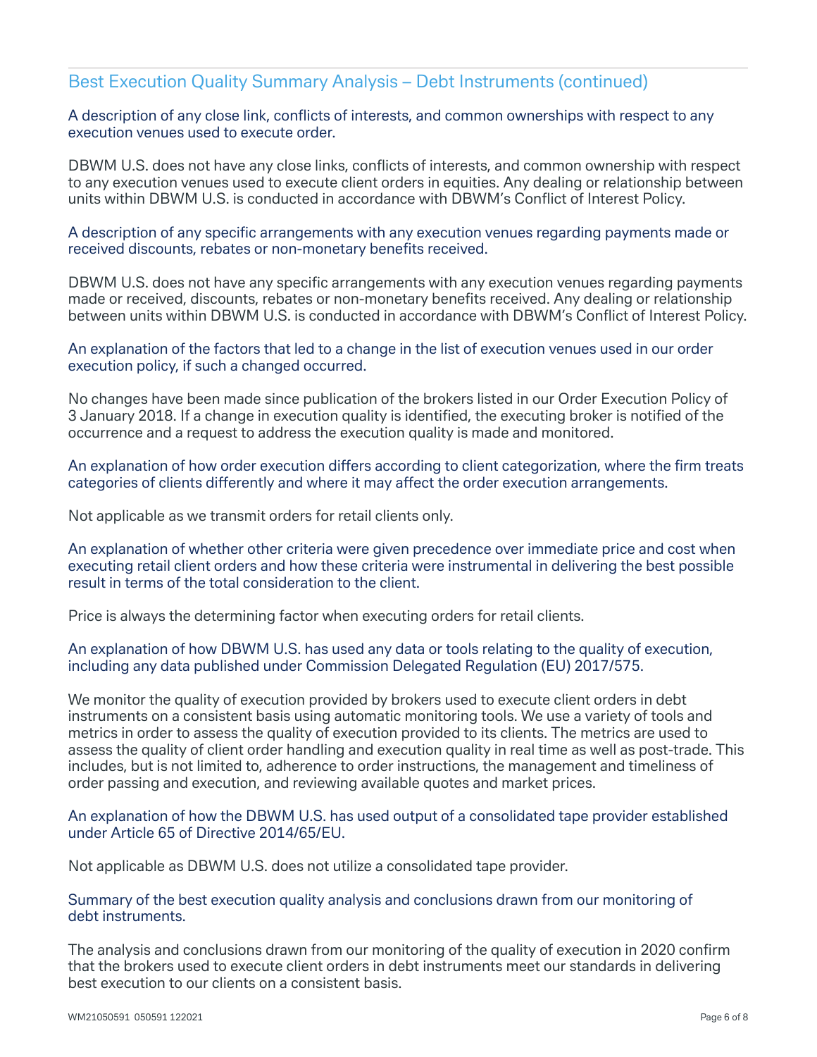## Best Execution Quality Summary Analysis – Debt Instruments (continued)

### A description of any close link, conflicts of interests, and common ownerships with respect to any execution venues used to execute order.

DBWM U.S. does not have any close links, conflicts of interests, and common ownership with respect to any execution venues used to execute client orders in equities. Any dealing or relationship between units within DBWM U.S. is conducted in accordance with DBWM's Conflict of Interest Policy.

### A description of any specific arrangements with any execution venues regarding payments made or received discounts, rebates or non-monetary benefits received.

DBWM U.S. does not have any specific arrangements with any execution venues regarding payments made or received, discounts, rebates or non-monetary benefits received. Any dealing or relationship between units within DBWM U.S. is conducted in accordance with DBWM's Conflict of Interest Policy.

### An explanation of the factors that led to a change in the list of execution venues used in our order execution policy, if such a changed occurred.

No changes have been made since publication of the brokers listed in our Order Execution Policy of 3 January 2018. If a change in execution quality is identified, the executing broker is notified of the occurrence and a request to address the execution quality is made and monitored.

### An explanation of how order execution differs according to client categorization, where the firm treats categories of clients differently and where it may affect the order execution arrangements.

Not applicable as we transmit orders for retail clients only.

### An explanation of whether other criteria were given precedence over immediate price and cost when executing retail client orders and how these criteria were instrumental in delivering the best possible result in terms of the total consideration to the client.

Price is always the determining factor when executing orders for retail clients.

### An explanation of how DBWM U.S. has used any data or tools relating to the quality of execution, including any data published under Commission Delegated Regulation (EU) 2017/575.

We monitor the quality of execution provided by brokers used to execute client orders in debt instruments on a consistent basis using automatic monitoring tools. We use a variety of tools and metrics in order to assess the quality of execution provided to its clients. The metrics are used to assess the quality of client order handling and execution quality in real time as well as post-trade. This includes, but is not limited to, adherence to order instructions, the management and timeliness of order passing and execution, and reviewing available quotes and market prices.

### An explanation of how the DBWM U.S. has used output of a consolidated tape provider established under Article 65 of Directive 2014/65/EU.

Not applicable as DBWM U.S. does not utilize a consolidated tape provider.

### Summary of the best execution quality analysis and conclusions drawn from our monitoring of debt instruments.

The analysis and conclusions drawn from our monitoring of the quality of execution in 2020 confirm that the brokers used to execute client orders in debt instruments meet our standards in delivering best execution to our clients on a consistent basis.

WM21050591 050591 122021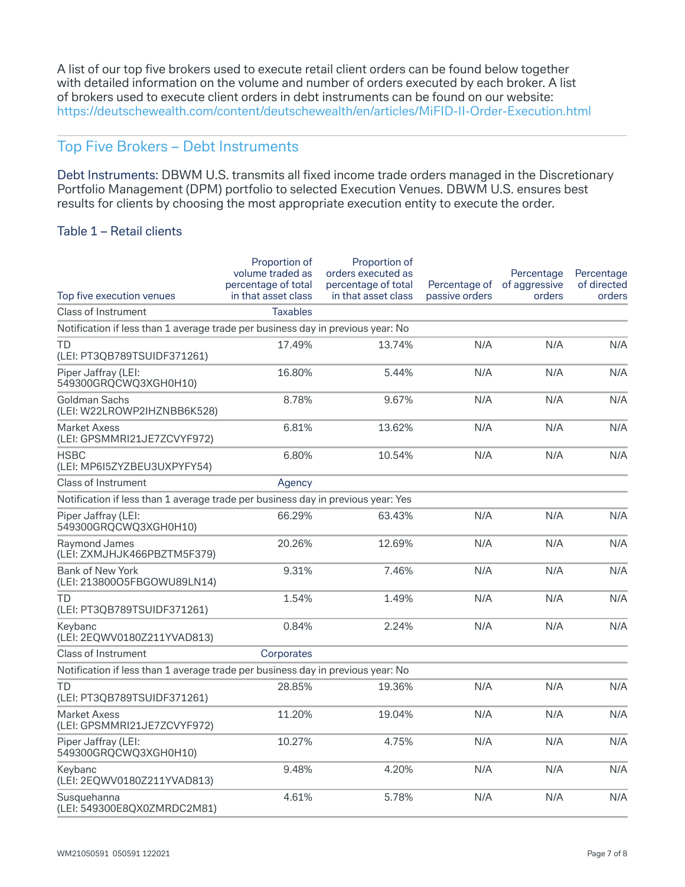A list of our top five brokers used to execute retail client orders can be found below together with detailed information on the volume and number of orders executed by each broker. A list of brokers used to execute client orders in debt instruments can be found on our website: https://deutschewealth.com/content/deutschewealth/en/articles/MiFID-II-Order-Execution.html

## Top Five Brokers – Debt Instruments

Debt Instruments: DBWM U.S. transmits all fixed income trade orders managed in the Discretionary Portfolio Management (DPM) portfolio to selected Execution Venues. DBWM U.S. ensures best results for clients by choosing the most appropriate execution entity to execute the order.

### Table 1 – Retail clients

| Top five execution venues | Proportion of volume traded as percentage of total in that asset class | Proportion of orders executed as percentage of total in that asset class | Percentage of passive orders | Percentage of aggressive orders | Percentage of directed orders |
|---|---|---|---|---|---|
| Class of Instrument | Taxables | | | | |
| Notification if less than 1 average trade per business day in previous year: No | | | | | |
| TD (LEI: PT3QB789TSUIDF371261) | 17.49% | 13.74% | N/A | N/A | N/A |
| Piper Jaffray (LEI: 549300GRQCWQ3XGH0H10) | 16.80% | 5.44% | N/A | N/A | N/A |
| Goldman Sachs (LEI: W22LROWP2IHZNBB6K528) | 8.78% | 9.67% | N/A | N/A | N/A |
| Market Axess (LEI: GPSMMRI21JE7ZCVYF972) | 6.81% | 13.62% | N/A | N/A | N/A |
| HSBC (LEI: MP6I5ZYZBEU3UXPYFY54) | 6.80% | 10.54% | N/A | N/A | N/A |
| Class of Instrument | Agency | | | | |
| Notification if less than 1 average trade per business day in previous year: Yes | | | | | |
| Piper Jaffray (LEI: 549300GRQCWQ3XGH0H10) | 66.29% | 63.43% | N/A | N/A | N/A |
| Raymond James (LEI: ZXMJHJK466PBZTM5F379) | 20.26% | 12.69% | N/A | N/A | N/A |
| Bank of New York (LEI: 213800O5FBGOWU89LN14) | 9.31% | 7.46% | N/A | N/A | N/A |
| TD (LEI: PT3QB789TSUIDF371261) | 1.54% | 1.49% | N/A | N/A | N/A |
| Keybanc (LEI: 2EQWV0180Z211YVAD813) | 0.84% | 2.24% | N/A | N/A | N/A |
| Class of Instrument | Corporates | | | | |
| Notification if less than 1 average trade per business day in previous year: No | | | | | |
| TD (LEI: PT3QB789TSUIDF371261) | 28.85% | 19.36% | N/A | N/A | N/A |
| Market Axess (LEI: GPSMMRI21JE7ZCVYF972) | 11.20% | 19.04% | N/A | N/A | N/A |
| Piper Jaffray (LEI: 549300GRQCWQ3XGH0H10) | 10.27% | 4.75% | N/A | N/A | N/A |
| Keybanc (LEI: 2EQWV0180Z211YVAD813) | 9.48% | 4.20% | N/A | N/A | N/A |
| Susquehanna (LEI: 549300E8QX0ZMRDC2M81) | 4.61% | 5.78% | N/A | N/A | N/A |

WM21050591 050591 122021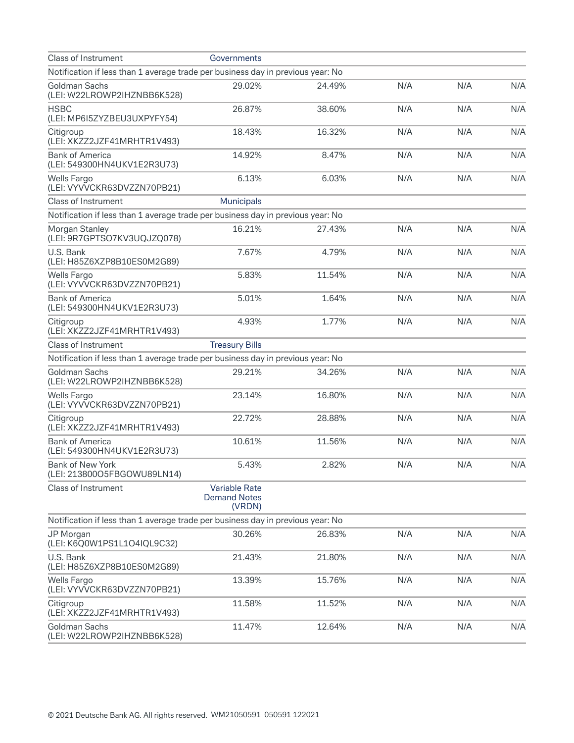| | | | | | |
|---|---|---|---|---|---|
| Class of Instrument | Governments | | | | |
| Notification if less than 1 average trade per business day in previous year: No | | | | | |
| Goldman Sachs (LEI: W22LROWP2IHZNBB6K528) | 29.02% | 24.49% | N/A | N/A | N/A |
| HSBC (LEI: MP6I5ZYZBEU3UXPYFY54) | 26.87% | 38.60% | N/A | N/A | N/A |
| Citigroup (LEI: XKZZ2JZF41MRHTR1V493) | 18.43% | 16.32% | N/A | N/A | N/A |
| Bank of America (LEI: 549300HN4UKV1E2R3U73) | 14.92% | 8.47% | N/A | N/A | N/A |
| Wells Fargo (LEI: VYVVCKR63DVZZN70PB21) | 6.13% | 6.03% | N/A | N/A | N/A |
| Class of Instrument | Municipals | | | | |
| Notification if less than 1 average trade per business day in previous year: No | | | | | |
| Morgan Stanley (LEI: 9R7GPTSO7KV3UQJZQ078) | 16.21% | 27.43% | N/A | N/A | N/A |
| U.S. Bank (LEI: H85Z6XZP8B10ES0M2G89) | 7.67% | 4.79% | N/A | N/A | N/A |
| Wells Fargo (LEI: VYVVCKR63DVZZN70PB21) | 5.83% | 11.54% | N/A | N/A | N/A |
| Bank of America (LEI: 549300HN4UKV1E2R3U73) | 5.01% | 1.64% | N/A | N/A | N/A |
| Citigroup (LEI: XKZZ2JZF41MRHTR1V493) | 4.93% | 1.77% | N/A | N/A | N/A |
| Class of Instrument | Treasury Bills | | | | |
| Notification if less than 1 average trade per business day in previous year: No | | | | | |
| Goldman Sachs (LEI: W22LROWP2IHZNBB6K528) | 29.21% | 34.26% | N/A | N/A | N/A |
| Wells Fargo (LEI: VYVVCKR63DVZZN70PB21) | 23.14% | 16.80% | N/A | N/A | N/A |
| Citigroup (LEI: XKZZ2JZF41MRHTR1V493) | 22.72% | 28.88% | N/A | N/A | N/A |
| Bank of America (LEI: 549300HN4UKV1E2R3U73) | 10.61% | 11.56% | N/A | N/A | N/A |
| Bank of New York (LEI: 213800O5FBGOWU89LN14) | 5.43% | 2.82% | N/A | N/A | N/A |
| Class of Instrument | Variable Rate Demand Notes (VRDN) | | | | |
| Notification if less than 1 average trade per business day in previous year: No | | | | | |
| JP Morgan (LEI: K6Q0W1PS1L1O4IQL9C32) | 30.26% | 26.83% | N/A | N/A | N/A |
| U.S. Bank (LEI: H85Z6XZP8B10ES0M2G89) | 21.43% | 21.80% | N/A | N/A | N/A |
| Wells Fargo (LEI: VYVVCKR63DVZZN70PB21) | 13.39% | 15.76% | N/A | N/A | N/A |
| Citigroup (LEI: XKZZ2JZF41MRHTR1V493) | 11.58% | 11.52% | N/A | N/A | N/A |
| Goldman Sachs (LEI: W22LROWP2IHZNBB6K528) | 11.47% | 12.64% | N/A | N/A | N/A |

© 2021 Deutsche Bank AG. All rights reserved. WM21050591 050591 122021